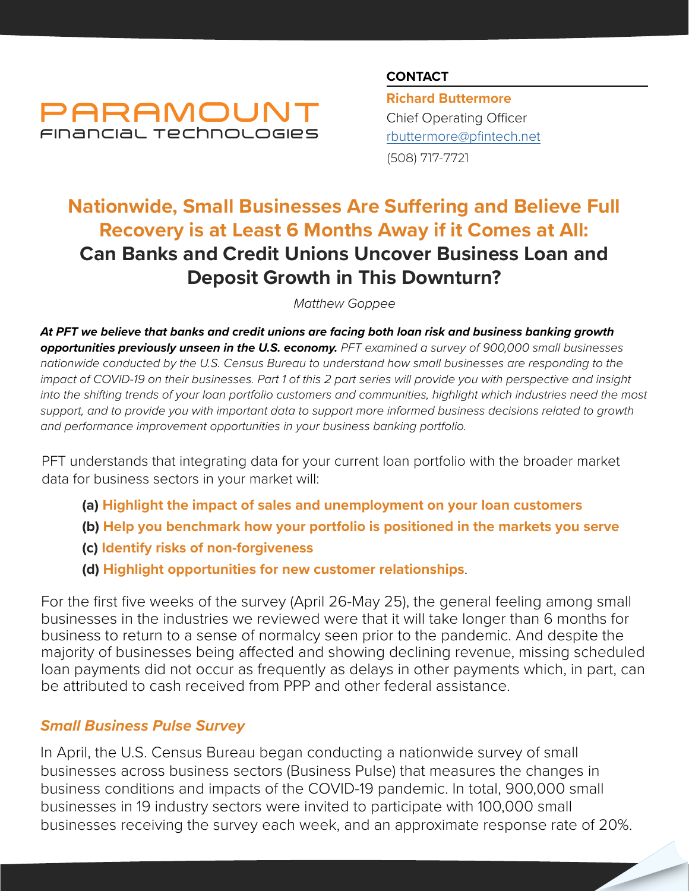PARAMOUNT
Financial Technologies

**CONTACT**

**Richard Buttermore**
Chief Operating Officer
rbuttermore@pfintech.net
(508) 717-7721

# Nationwide, Small Businesses Are Suffering and Believe Full Recovery is at Least 6 Months Away if it Comes at All: Can Banks and Credit Unions Uncover Business Loan and Deposit Growth in This Downturn?

*Matthew Goppee*

***At PFT we believe that banks and credit unions are facing both loan risk and business banking growth opportunities previously unseen in the U.S. economy.*** *PFT examined a survey of 900,000 small businesses nationwide conducted by the U.S. Census Bureau to understand how small businesses are responding to the impact of COVID-19 on their businesses. Part 1 of this 2 part series will provide you with perspective and insight into the shifting trends of your loan portfolio customers and communities, highlight which industries need the most support, and to provide you with important data to support more informed business decisions related to growth and performance improvement opportunities in your business banking portfolio.*

PFT understands that integrating data for your current loan portfolio with the broader market data for business sectors in your market will:

- **(a) Highlight the impact of sales and unemployment on your loan customers**
- **(b) Help you benchmark how your portfolio is positioned in the markets you serve**
- **(c) Identify risks of non-forgiveness**
- **(d) Highlight opportunities for new customer relationships**.

For the first five weeks of the survey (April 26-May 25), the general feeling among small businesses in the industries we reviewed were that it will take longer than 6 months for business to return to a sense of normalcy seen prior to the pandemic. And despite the majority of businesses being affected and showing declining revenue, missing scheduled loan payments did not occur as frequently as delays in other payments which, in part, can be attributed to cash received from PPP and other federal assistance.

## *Small Business Pulse Survey*

In April, the U.S. Census Bureau began conducting a nationwide survey of small businesses across business sectors (Business Pulse) that measures the changes in business conditions and impacts of the COVID-19 pandemic. In total, 900,000 small businesses in 19 industry sectors were invited to participate with 100,000 small businesses receiving the survey each week, and an approximate response rate of 20%.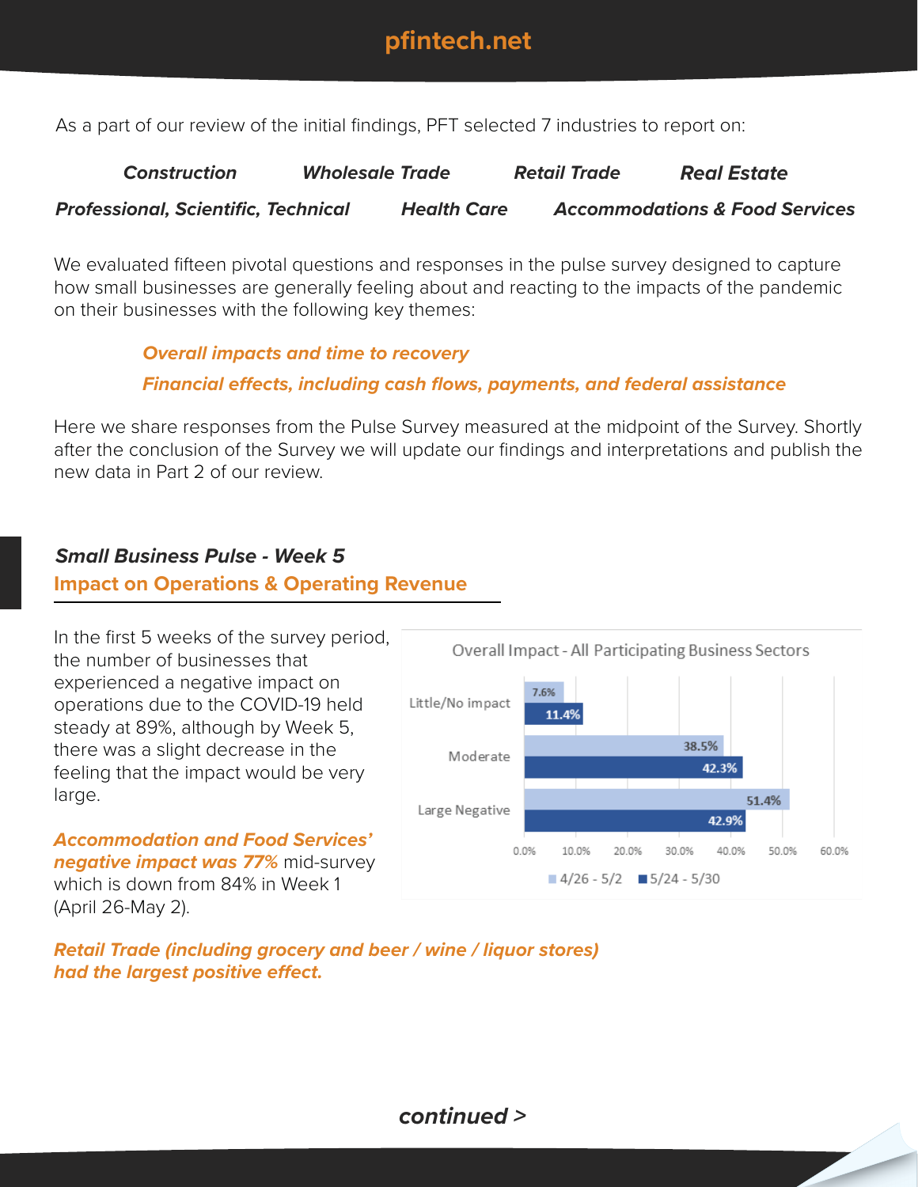As a part of our review of the initial findings, PFT selected 7 industries to report on:

***Construction*** ***Wholesale Trade*** ***Retail Trade*** ***Real Estate***

***Professional, Scientific, Technical*** ***Health Care*** ***Accommodations & Food Services***

We evaluated fifteen pivotal questions and responses in the pulse survey designed to capture how small businesses are generally feeling about and reacting to the impacts of the pandemic on their businesses with the following key themes:

***Overall impacts and time to recovery***

***Financial effects, including cash flows, payments, and federal assistance***

Here we share responses from the Pulse Survey measured at the midpoint of the Survey. Shortly after the conclusion of the Survey we will update our findings and interpretations and publish the new data in Part 2 of our review.

## *Small Business Pulse - Week 5*

## Impact on Operations & Operating Revenue

In the first 5 weeks of the survey period, the number of businesses that experienced a negative impact on operations due to the COVID-19 held steady at 89%, although by Week 5, there was a slight decrease in the feeling that the impact would be very large.

**Overall Impact - All Participating Business Sectors**

| | 4/26 - 5/2 | 5/24 - 5/30 |
|---|---|---|
| Little/No impact | 7.6% | 11.4% |
| Moderate | 38.5% | 42.3% |
| Large Negative | 51.4% | 42.9% |

***Accommodation and Food Services' negative impact was 77%*** mid-survey which is down from 84% in Week 1 (April 26-May 2).

***Retail Trade (including grocery and beer / wine / liquor stores) had the largest positive effect.***

***continued >***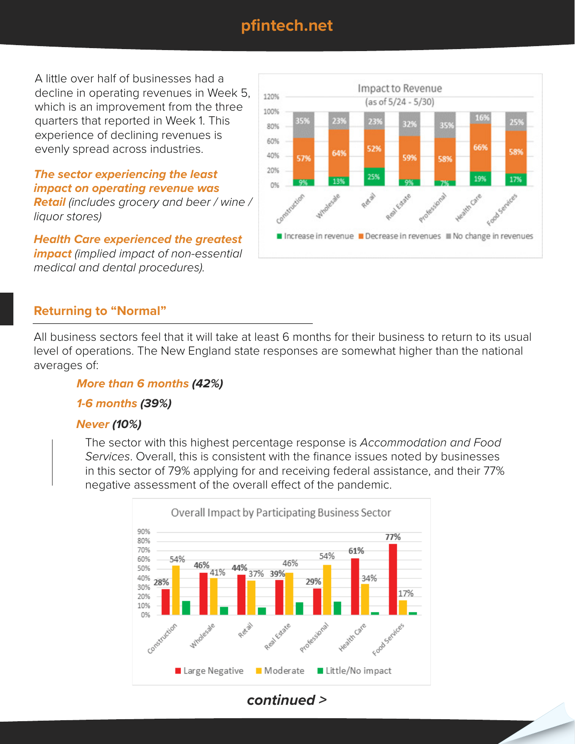A little over half of businesses had a decline in operating revenues in Week 5, which is an improvement from the three quarters that reported in Week 1. This experience of declining revenues is evenly spread across industries.

***The sector experiencing the least impact on operating revenue was Retail*** *(includes grocery and beer / wine / liquor stores)*

***Health Care experienced the greatest impact*** *(implied impact of non-essential medical and dental procedures).*

**Impact to Revenue (as of 5/24 - 5/30)**

| Sector | Increase in revenue | Decrease in revenues | No change in revenues |
|---|---|---|---|
| Construction | 9% | 57% | 35% |
| Wholesale | 13% | 64% | 23% |
| Retail | 25% | 52% | 23% |
| Real Estate | 9% | 59% | 32% |
| Professional | 7% | 58% | 35% |
| Health Care | 19% | 66% | 16% |
| Food Services | 17% | 58% | 25% |

## Returning to "Normal"

All business sectors feel that it will take at least 6 months for their business to return to its usual level of operations. The New England state responses are somewhat higher than the national averages of:

- *More than 6 months* ***(42%)***
- *1-6 months* ***(39%)***
- *Never* ***(10%)***

The sector with this highest percentage response is *Accommodation and Food Services*. Overall, this is consistent with the finance issues noted by businesses in this sector of 79% applying for and receiving federal assistance, and their 77% negative assessment of the overall effect of the pandemic.

**Overall Impact by Participating Business Sector**

| Sector | Large Negative | Moderate | Little/No impact |
|---|---|---|---|
| Construction | 28% | 54% | |
| Wholesale | 46% | 41% | |
| Retail | 44% | 37% | |
| Real Estate | 39% | 46% | |
| Professional | 29% | 54% | |
| Health Care | 61% | 34% | |
| Food Services | 77% | 17% | |

***continued >***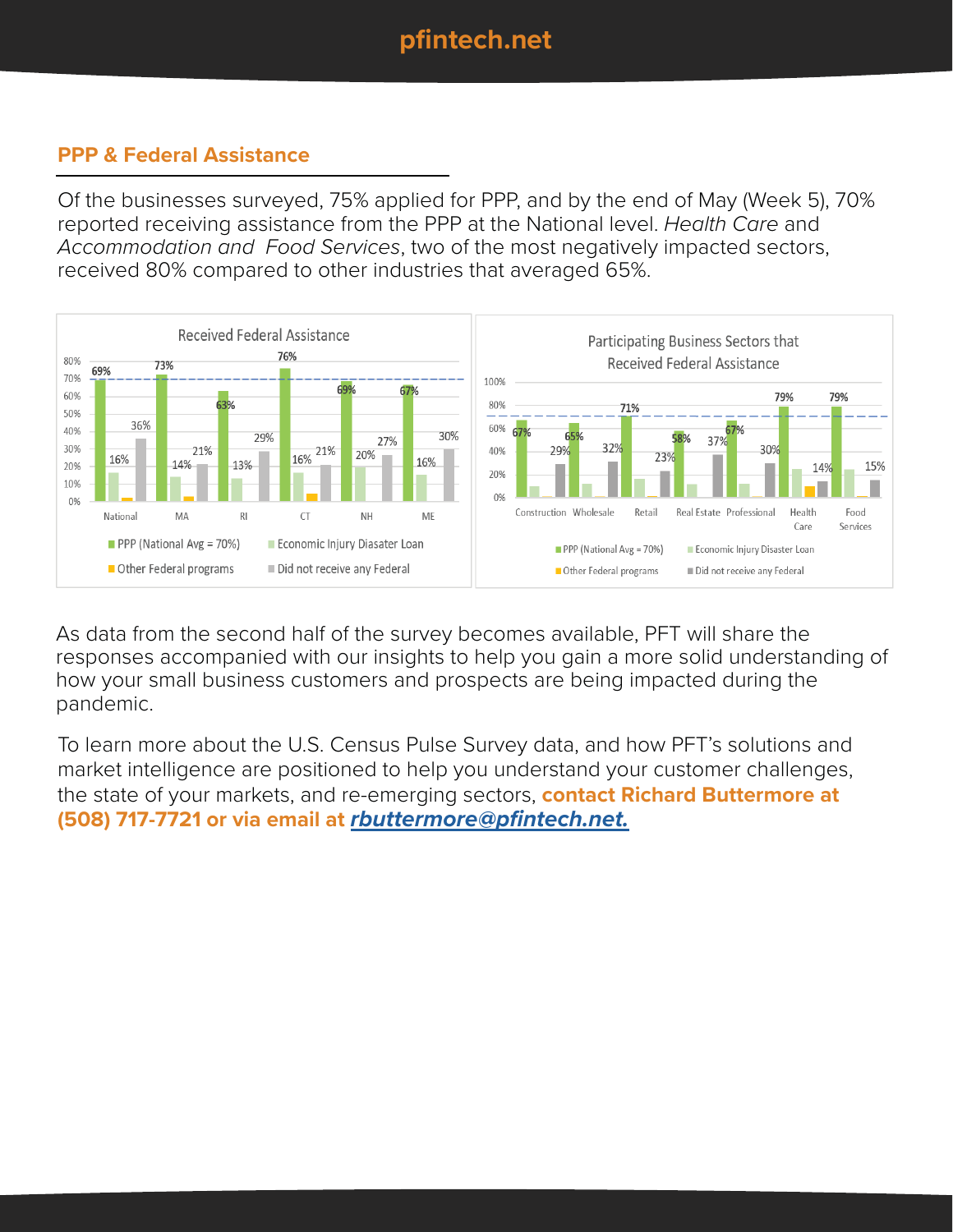## PPP & Federal Assistance

Of the businesses surveyed, 75% applied for PPP, and by the end of May (Week 5), 70% reported receiving assistance from the PPP at the National level. *Health Care* and *Accommodation and Food Services*, two of the most negatively impacted sectors, received 80% compared to other industries that averaged 65%.

Received Federal Assistance

80%
70%
60%
50%
40%
30%
20%
10%
0%

69% 16% 36%
73% 14% 21%
63% 13% 29%
76% 16% 21%
69% 20% 27%
67% 16% 30%

National MA RI CT NH ME

PPP (National Avg = 70%)
Economic Injury Diasater Loan
Other Federal programs
Did not receive any Federal

Participating Business Sectors that Received Federal Assistance

100%
80%
60%
40%
20%
0%

67% 29%
65% 32%
71% 23%
58% 37%
67% 30%
79% 14%
79% 15%

Construction Wholesale Retail Real Estate Professional Health Care Food Services

PPP (National Avg = 70%)
Economic Injury Disaster Loan
Other Federal programs
Did not receive any Federal

As data from the second half of the survey becomes available, PFT will share the responses accompanied with our insights to help you gain a more solid understanding of how your small business customers and prospects are being impacted during the pandemic.

To learn more about the U.S. Census Pulse Survey data, and how PFT's solutions and market intelligence are positioned to help you understand your customer challenges, the state of your markets, and re-emerging sectors, **contact Richard Buttermore at (508) 717-7721 or via email at *rbuttermore@pfintech.net.***